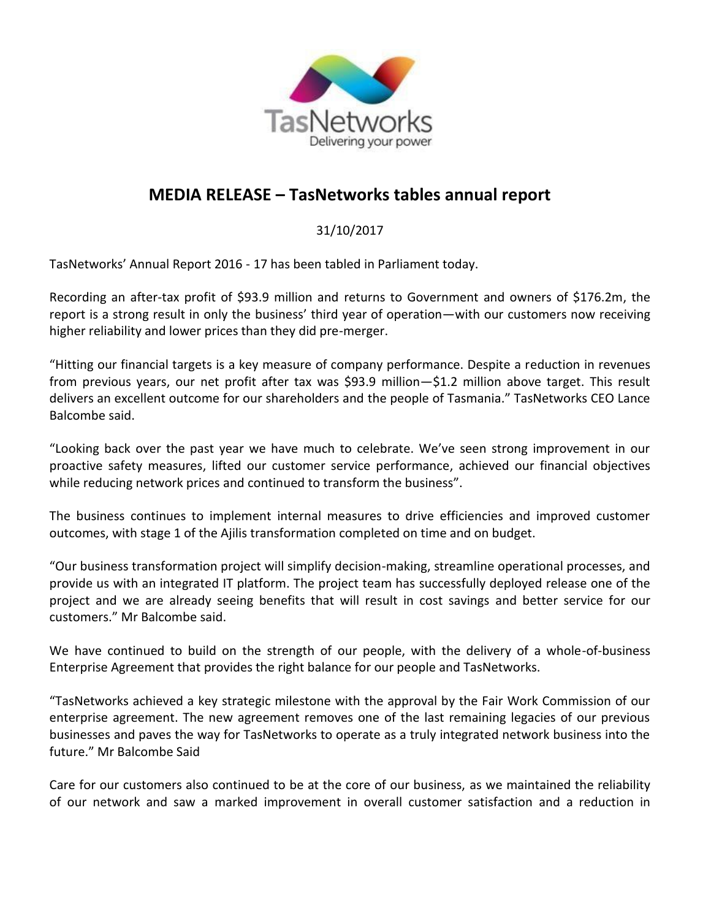# MEDIA RELEASE – TasNetworks tables annual report

31/10/2017

TasNetworks' Annual Report 2016 - 17 has been tabled in Parliament today.

Recording an after-tax profit of $93.9 million and returns to Government and owners of $176.2m, the report is a strong result in only the business' third year of operation—with our customers now receiving higher reliability and lower prices than they did pre-merger.

"Hitting our financial targets is a key measure of company performance. Despite a reduction in revenues from previous years, our net profit after tax was $93.9 million—$1.2 million above target. This result delivers an excellent outcome for our shareholders and the people of Tasmania." TasNetworks CEO Lance Balcombe said.

"Looking back over the past year we have much to celebrate. We've seen strong improvement in our proactive safety measures, lifted our customer service performance, achieved our financial objectives while reducing network prices and continued to transform the business".

The business continues to implement internal measures to drive efficiencies and improved customer outcomes, with stage 1 of the Ajilis transformation completed on time and on budget.

"Our business transformation project will simplify decision-making, streamline operational processes, and provide us with an integrated IT platform. The project team has successfully deployed release one of the project and we are already seeing benefits that will result in cost savings and better service for our customers." Mr Balcombe said.

We have continued to build on the strength of our people, with the delivery of a whole-of-business Enterprise Agreement that provides the right balance for our people and TasNetworks.

"TasNetworks achieved a key strategic milestone with the approval by the Fair Work Commission of our enterprise agreement. The new agreement removes one of the last remaining legacies of our previous businesses and paves the way for TasNetworks to operate as a truly integrated network business into the future." Mr Balcombe Said

Care for our customers also continued to be at the core of our business, as we maintained the reliability of our network and saw a marked improvement in overall customer satisfaction and a reduction in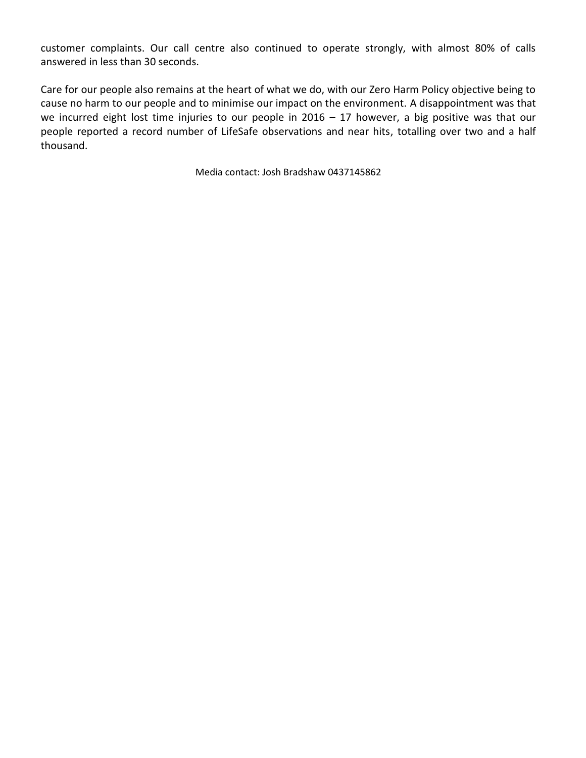customer complaints. Our call centre also continued to operate strongly, with almost 80% of calls answered in less than 30 seconds.

Care for our people also remains at the heart of what we do, with our Zero Harm Policy objective being to cause no harm to our people and to minimise our impact on the environment. A disappointment was that we incurred eight lost time injuries to our people in 2016 – 17 however, a big positive was that our people reported a record number of LifeSafe observations and near hits, totalling over two and a half thousand.

Media contact: Josh Bradshaw 0437145862